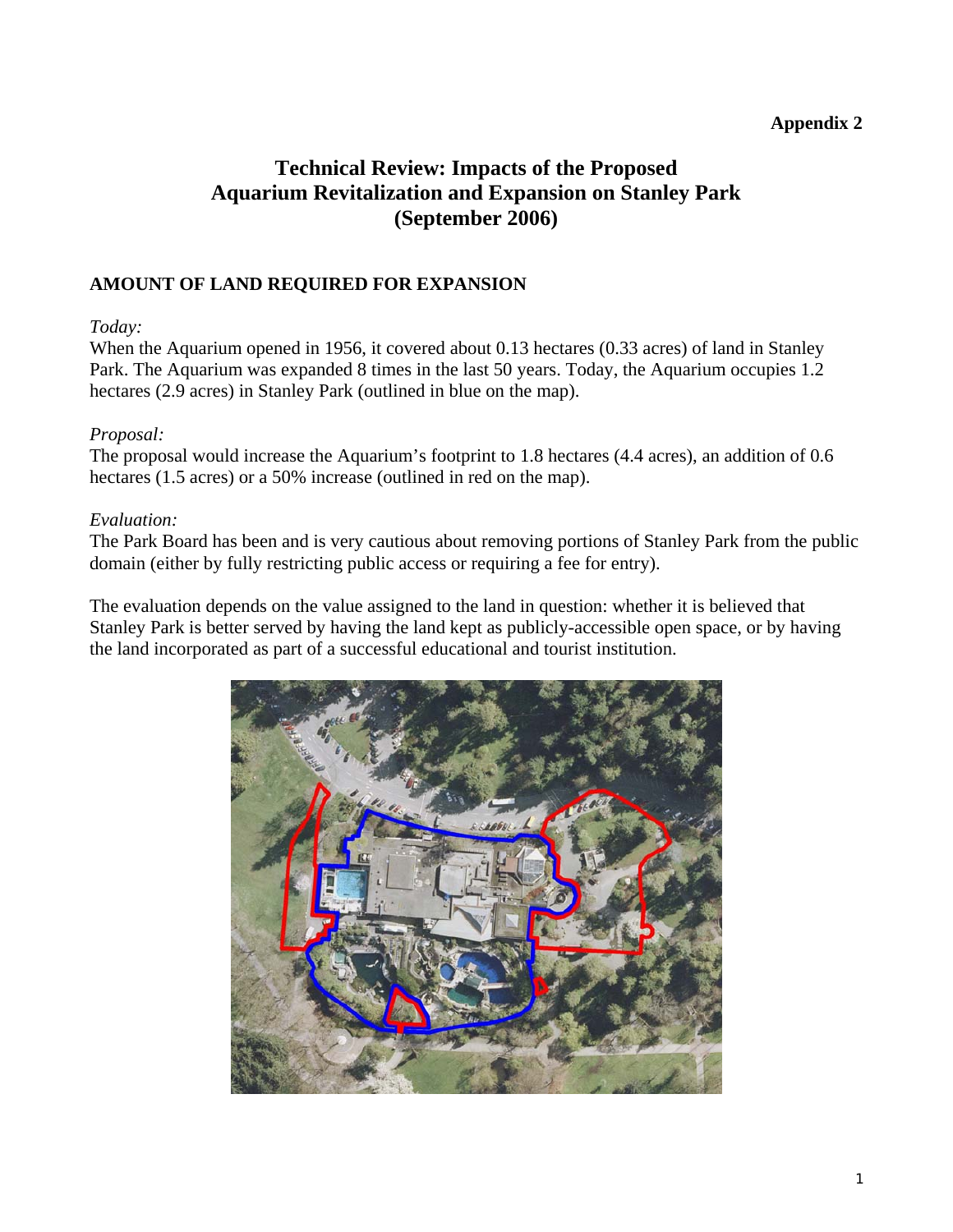**Appendix 2**

# Technical Review: Impacts of the Proposed Aquarium Revitalization and Expansion on Stanley Park (September 2006)

## AMOUNT OF LAND REQUIRED FOR EXPANSION

*Today:*
When the Aquarium opened in 1956, it covered about 0.13 hectares (0.33 acres) of land in Stanley Park. The Aquarium was expanded 8 times in the last 50 years. Today, the Aquarium occupies 1.2 hectares (2.9 acres) in Stanley Park (outlined in blue on the map).

*Proposal:*
The proposal would increase the Aquarium's footprint to 1.8 hectares (4.4 acres), an addition of 0.6 hectares (1.5 acres) or a 50% increase (outlined in red on the map).

*Evaluation:*
The Park Board has been and is very cautious about removing portions of Stanley Park from the public domain (either by fully restricting public access or requiring a fee for entry).

The evaluation depends on the value assigned to the land in question: whether it is believed that Stanley Park is better served by having the land kept as publicly-accessible open space, or by having the land incorporated as part of a successful educational and tourist institution.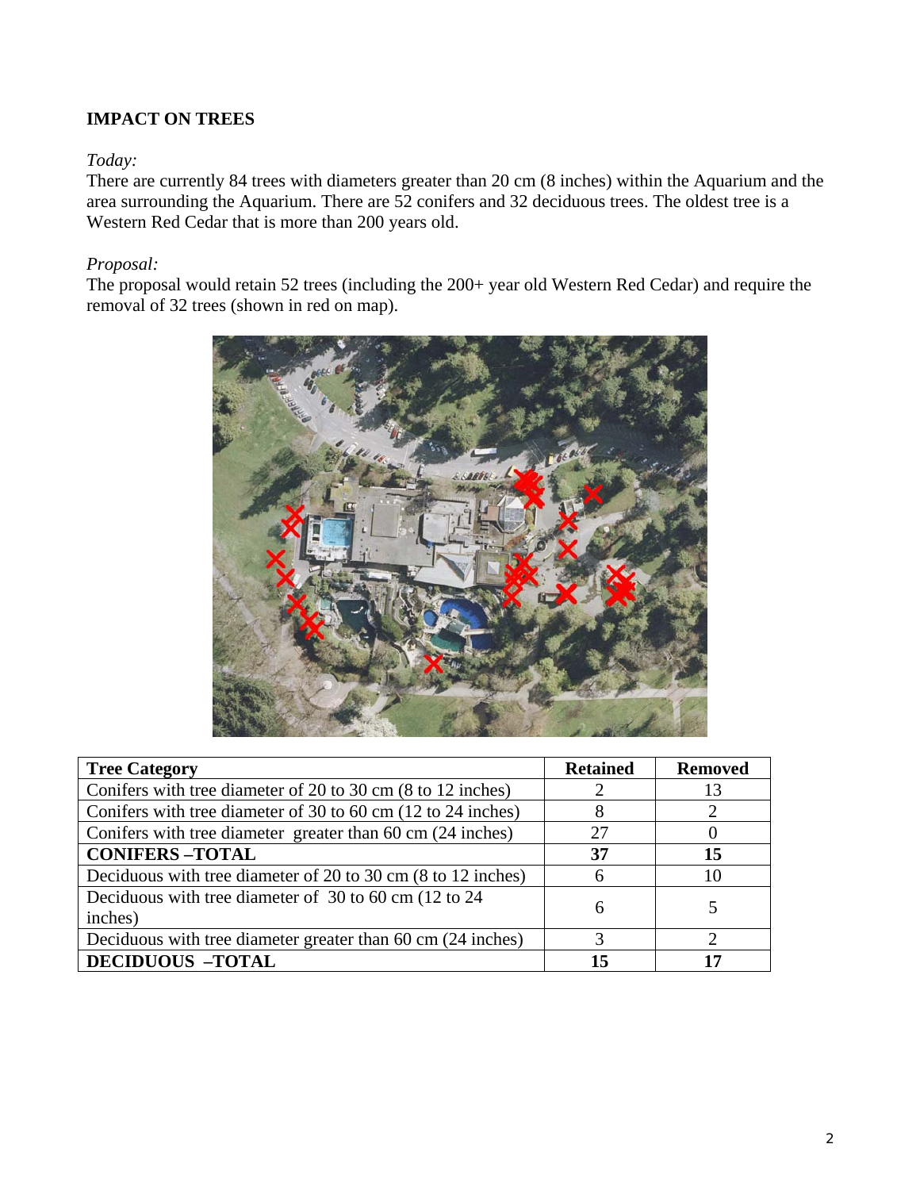## IMPACT ON TREES

*Today:*

There are currently 84 trees with diameters greater than 20 cm (8 inches) within the Aquarium and the area surrounding the Aquarium. There are 52 conifers and 32 deciduous trees. The oldest tree is a Western Red Cedar that is more than 200 years old.

*Proposal:*

The proposal would retain 52 trees (including the 200+ year old Western Red Cedar) and require the removal of 32 trees (shown in red on map).

| Tree Category | Retained | Removed |
| --- | --- | --- |
| Conifers with tree diameter of 20 to 30 cm (8 to 12 inches) | 2 | 13 |
| Conifers with tree diameter of 30 to 60 cm (12 to 24 inches) | 8 | 2 |
| Conifers with tree diameter greater than 60 cm (24 inches) | 27 | 0 |
| **CONIFERS –TOTAL** | **37** | **15** |
| Deciduous with tree diameter of 20 to 30 cm (8 to 12 inches) | 6 | 10 |
| Deciduous with tree diameter of 30 to 60 cm (12 to 24 inches) | 6 | 5 |
| Deciduous with tree diameter greater than 60 cm (24 inches) | 3 | 2 |
| **DECIDUOUS –TOTAL** | **15** | **17** |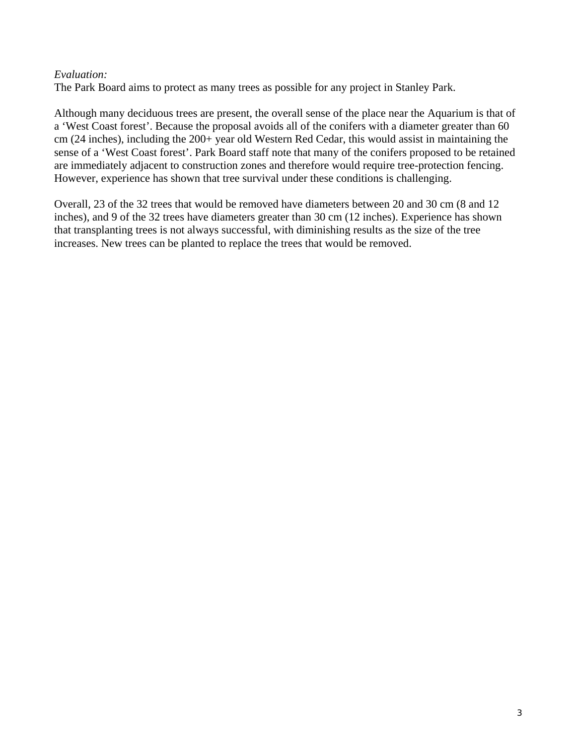*Evaluation:*

The Park Board aims to protect as many trees as possible for any project in Stanley Park.

Although many deciduous trees are present, the overall sense of the place near the Aquarium is that of a 'West Coast forest'. Because the proposal avoids all of the conifers with a diameter greater than 60 cm (24 inches), including the 200+ year old Western Red Cedar, this would assist in maintaining the sense of a 'West Coast forest'. Park Board staff note that many of the conifers proposed to be retained are immediately adjacent to construction zones and therefore would require tree-protection fencing. However, experience has shown that tree survival under these conditions is challenging.

Overall, 23 of the 32 trees that would be removed have diameters between 20 and 30 cm (8 and 12 inches), and 9 of the 32 trees have diameters greater than 30 cm (12 inches). Experience has shown that transplanting trees is not always successful, with diminishing results as the size of the tree increases. New trees can be planted to replace the trees that would be removed.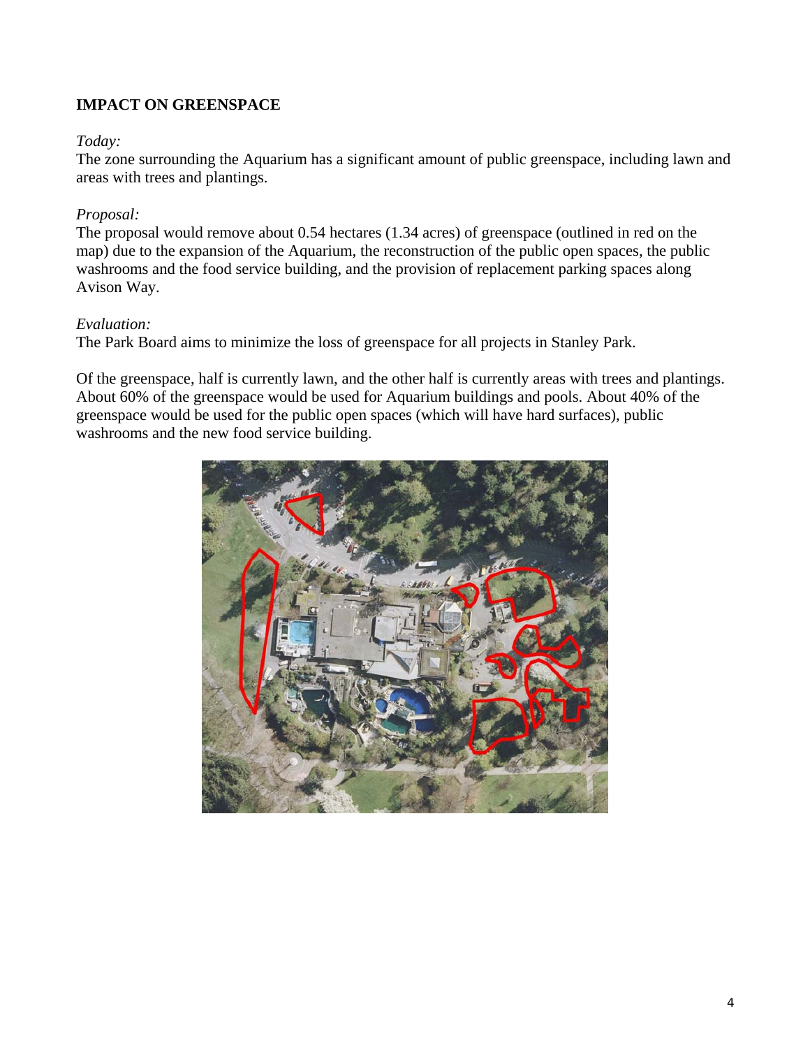**IMPACT ON GREENSPACE**

*Today:*
The zone surrounding the Aquarium has a significant amount of public greenspace, including lawn and areas with trees and plantings.

*Proposal:*
The proposal would remove about 0.54 hectares (1.34 acres) of greenspace (outlined in red on the map) due to the expansion of the Aquarium, the reconstruction of the public open spaces, the public washrooms and the food service building, and the provision of replacement parking spaces along Avison Way.

*Evaluation:*
The Park Board aims to minimize the loss of greenspace for all projects in Stanley Park.

Of the greenspace, half is currently lawn, and the other half is currently areas with trees and plantings. About 60% of the greenspace would be used for Aquarium buildings and pools. About 40% of the greenspace would be used for the public open spaces (which will have hard surfaces), public washrooms and the new food service building.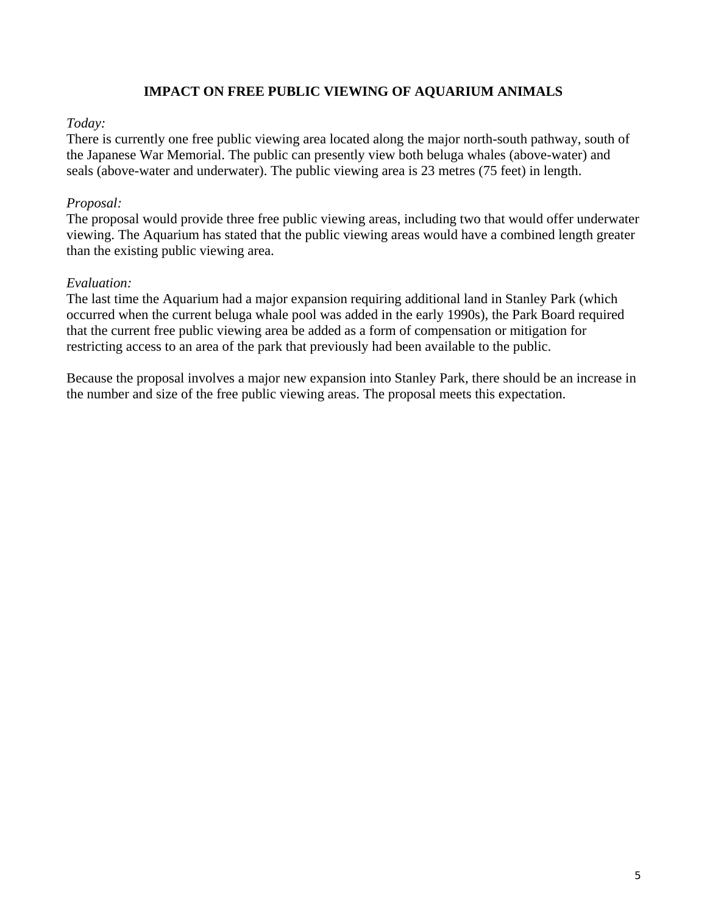## IMPACT ON FREE PUBLIC VIEWING OF AQUARIUM ANIMALS

*Today:*
There is currently one free public viewing area located along the major north-south pathway, south of the Japanese War Memorial. The public can presently view both beluga whales (above-water) and seals (above-water and underwater). The public viewing area is 23 metres (75 feet) in length.

*Proposal:*
The proposal would provide three free public viewing areas, including two that would offer underwater viewing. The Aquarium has stated that the public viewing areas would have a combined length greater than the existing public viewing area.

*Evaluation:*
The last time the Aquarium had a major expansion requiring additional land in Stanley Park (which occurred when the current beluga whale pool was added in the early 1990s), the Park Board required that the current free public viewing area be added as a form of compensation or mitigation for restricting access to an area of the park that previously had been available to the public.

Because the proposal involves a major new expansion into Stanley Park, there should be an increase in the number and size of the free public viewing areas. The proposal meets this expectation.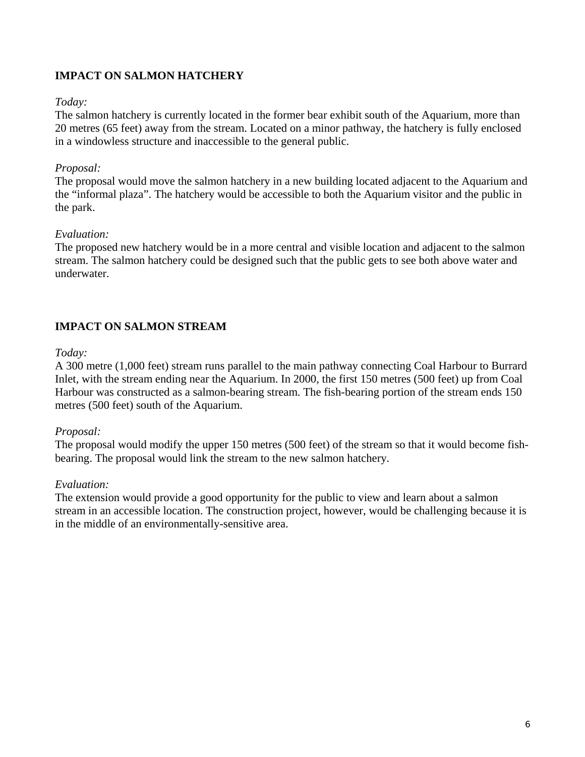**IMPACT ON SALMON HATCHERY**

*Today:*
The salmon hatchery is currently located in the former bear exhibit south of the Aquarium, more than 20 metres (65 feet) away from the stream. Located on a minor pathway, the hatchery is fully enclosed in a windowless structure and inaccessible to the general public.

*Proposal:*
The proposal would move the salmon hatchery in a new building located adjacent to the Aquarium and the "informal plaza". The hatchery would be accessible to both the Aquarium visitor and the public in the park.

*Evaluation:*
The proposed new hatchery would be in a more central and visible location and adjacent to the salmon stream. The salmon hatchery could be designed such that the public gets to see both above water and underwater.

**IMPACT ON SALMON STREAM**

*Today:*
A 300 metre (1,000 feet) stream runs parallel to the main pathway connecting Coal Harbour to Burrard Inlet, with the stream ending near the Aquarium. In 2000, the first 150 metres (500 feet) up from Coal Harbour was constructed as a salmon-bearing stream. The fish-bearing portion of the stream ends 150 metres (500 feet) south of the Aquarium.

*Proposal:*
The proposal would modify the upper 150 metres (500 feet) of the stream so that it would become fish-bearing. The proposal would link the stream to the new salmon hatchery.

*Evaluation:*
The extension would provide a good opportunity for the public to view and learn about a salmon stream in an accessible location. The construction project, however, would be challenging because it is in the middle of an environmentally-sensitive area.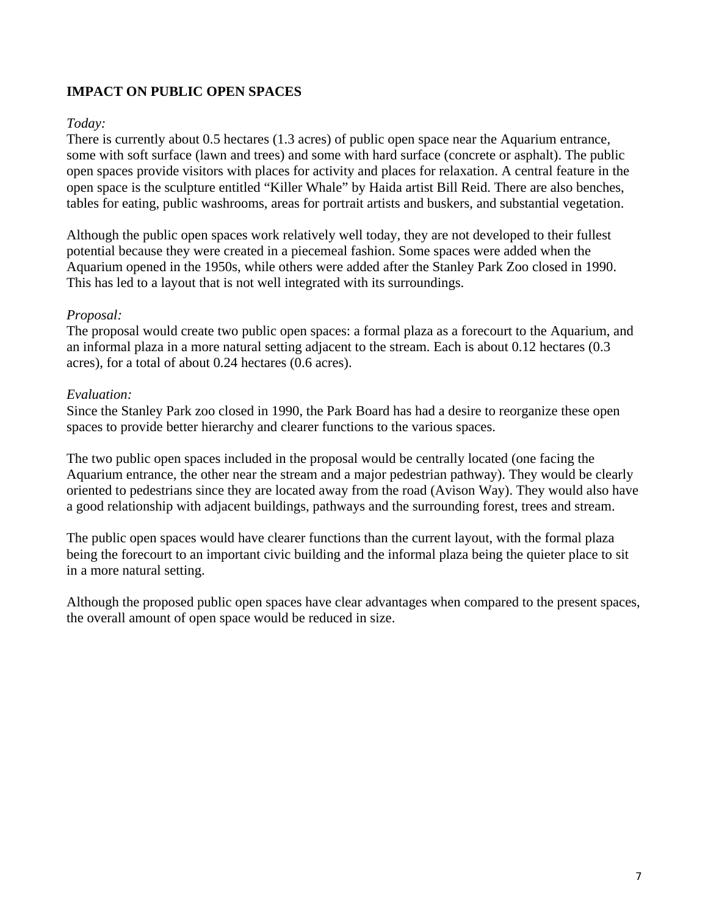## IMPACT ON PUBLIC OPEN SPACES

*Today:*

There is currently about 0.5 hectares (1.3 acres) of public open space near the Aquarium entrance, some with soft surface (lawn and trees) and some with hard surface (concrete or asphalt). The public open spaces provide visitors with places for activity and places for relaxation. A central feature in the open space is the sculpture entitled "Killer Whale" by Haida artist Bill Reid. There are also benches, tables for eating, public washrooms, areas for portrait artists and buskers, and substantial vegetation.

Although the public open spaces work relatively well today, they are not developed to their fullest potential because they were created in a piecemeal fashion. Some spaces were added when the Aquarium opened in the 1950s, while others were added after the Stanley Park Zoo closed in 1990. This has led to a layout that is not well integrated with its surroundings.

*Proposal:*

The proposal would create two public open spaces: a formal plaza as a forecourt to the Aquarium, and an informal plaza in a more natural setting adjacent to the stream. Each is about 0.12 hectares (0.3 acres), for a total of about 0.24 hectares (0.6 acres).

*Evaluation:*

Since the Stanley Park zoo closed in 1990, the Park Board has had a desire to reorganize these open spaces to provide better hierarchy and clearer functions to the various spaces.

The two public open spaces included in the proposal would be centrally located (one facing the Aquarium entrance, the other near the stream and a major pedestrian pathway). They would be clearly oriented to pedestrians since they are located away from the road (Avison Way). They would also have a good relationship with adjacent buildings, pathways and the surrounding forest, trees and stream.

The public open spaces would have clearer functions than the current layout, with the formal plaza being the forecourt to an important civic building and the informal plaza being the quieter place to sit in a more natural setting.

Although the proposed public open spaces have clear advantages when compared to the present spaces, the overall amount of open space would be reduced in size.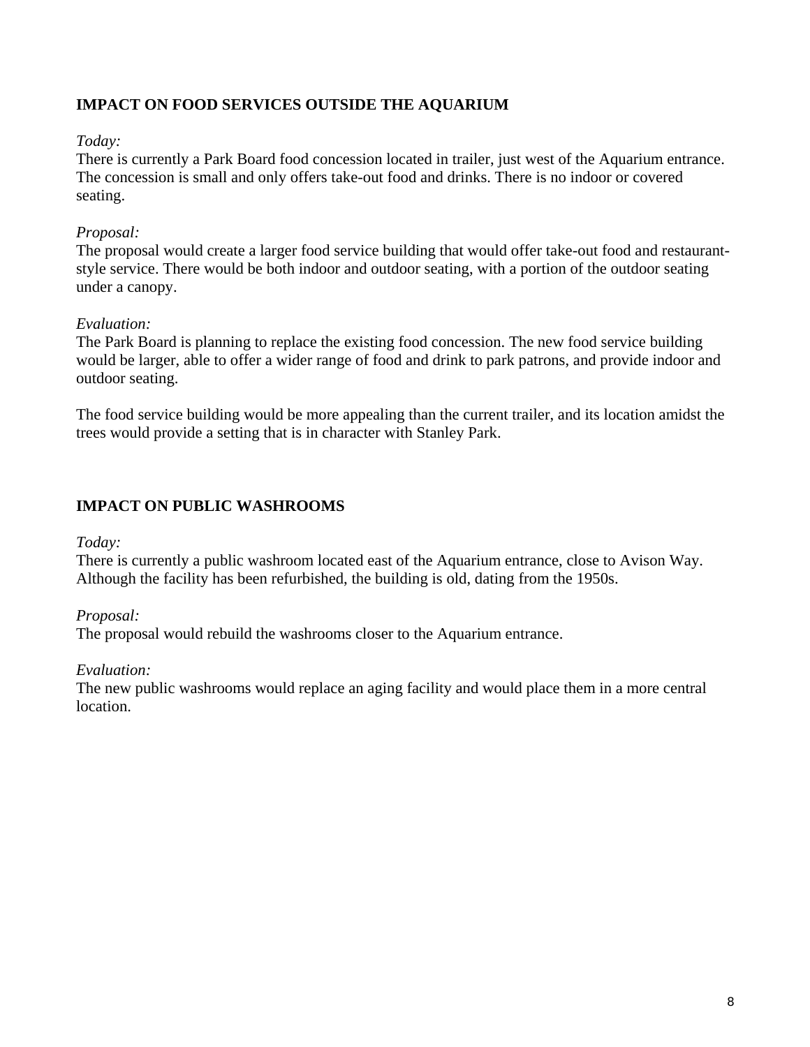## IMPACT ON FOOD SERVICES OUTSIDE THE AQUARIUM

*Today:*
There is currently a Park Board food concession located in trailer, just west of the Aquarium entrance. The concession is small and only offers take-out food and drinks. There is no indoor or covered seating.

*Proposal:*
The proposal would create a larger food service building that would offer take-out food and restaurant-style service. There would be both indoor and outdoor seating, with a portion of the outdoor seating under a canopy.

*Evaluation:*
The Park Board is planning to replace the existing food concession. The new food service building would be larger, able to offer a wider range of food and drink to park patrons, and provide indoor and outdoor seating.

The food service building would be more appealing than the current trailer, and its location amidst the trees would provide a setting that is in character with Stanley Park.

## IMPACT ON PUBLIC WASHROOMS

*Today:*
There is currently a public washroom located east of the Aquarium entrance, close to Avison Way. Although the facility has been refurbished, the building is old, dating from the 1950s.

*Proposal:*
The proposal would rebuild the washrooms closer to the Aquarium entrance.

*Evaluation:*
The new public washrooms would replace an aging facility and would place them in a more central location.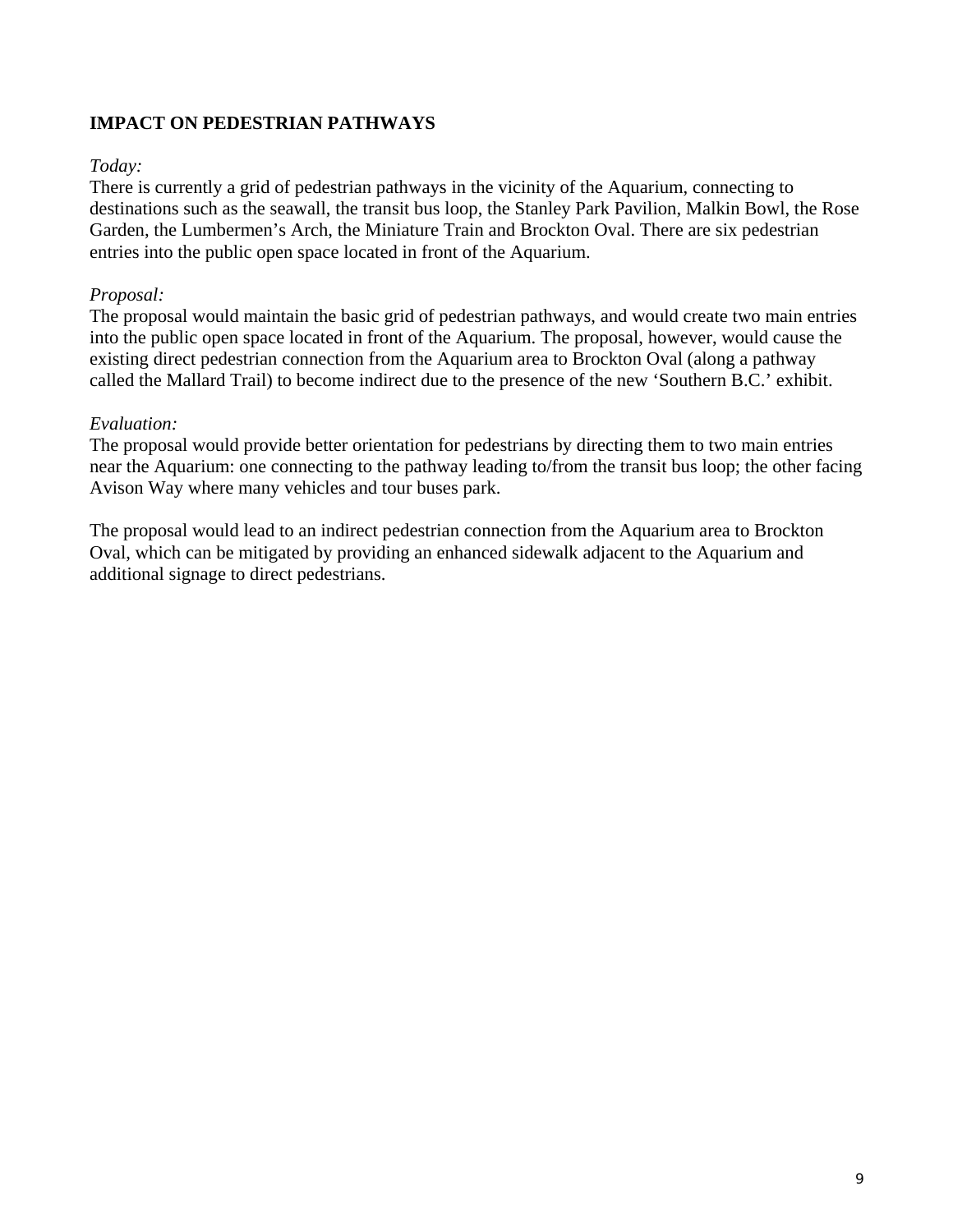**IMPACT ON PEDESTRIAN PATHWAYS**

*Today:*
There is currently a grid of pedestrian pathways in the vicinity of the Aquarium, connecting to destinations such as the seawall, the transit bus loop, the Stanley Park Pavilion, Malkin Bowl, the Rose Garden, the Lumbermen's Arch, the Miniature Train and Brockton Oval. There are six pedestrian entries into the public open space located in front of the Aquarium.

*Proposal:*
The proposal would maintain the basic grid of pedestrian pathways, and would create two main entries into the public open space located in front of the Aquarium. The proposal, however, would cause the existing direct pedestrian connection from the Aquarium area to Brockton Oval (along a pathway called the Mallard Trail) to become indirect due to the presence of the new 'Southern B.C.' exhibit.

*Evaluation:*
The proposal would provide better orientation for pedestrians by directing them to two main entries near the Aquarium: one connecting to the pathway leading to/from the transit bus loop; the other facing Avison Way where many vehicles and tour buses park.

The proposal would lead to an indirect pedestrian connection from the Aquarium area to Brockton Oval, which can be mitigated by providing an enhanced sidewalk adjacent to the Aquarium and additional signage to direct pedestrians.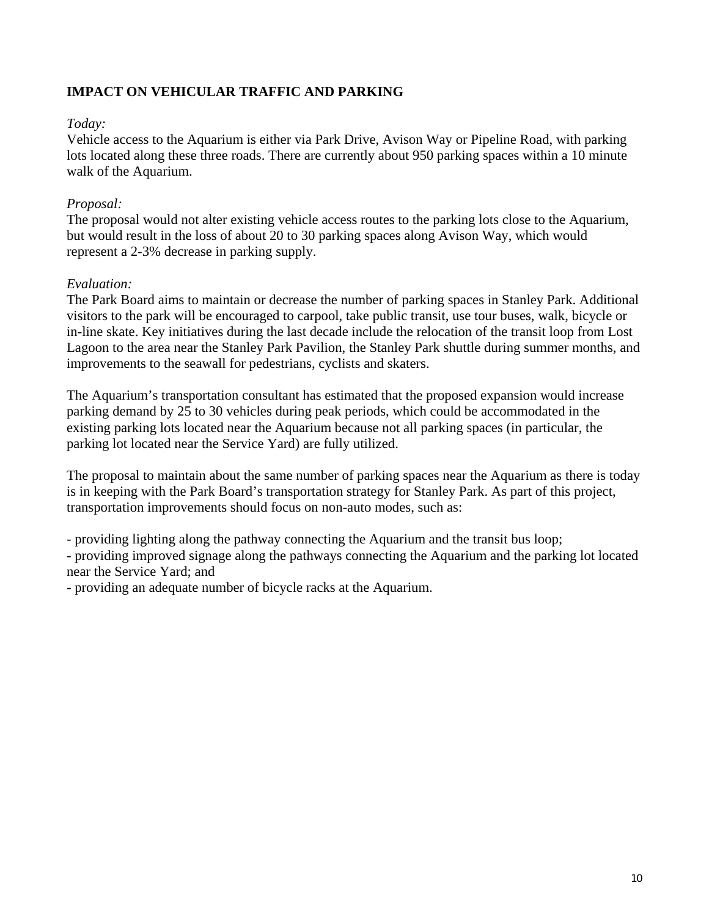## IMPACT ON VEHICULAR TRAFFIC AND PARKING

*Today:*
Vehicle access to the Aquarium is either via Park Drive, Avison Way or Pipeline Road, with parking lots located along these three roads. There are currently about 950 parking spaces within a 10 minute walk of the Aquarium.

*Proposal:*
The proposal would not alter existing vehicle access routes to the parking lots close to the Aquarium, but would result in the loss of about 20 to 30 parking spaces along Avison Way, which would represent a 2-3% decrease in parking supply.

*Evaluation:*
The Park Board aims to maintain or decrease the number of parking spaces in Stanley Park. Additional visitors to the park will be encouraged to carpool, take public transit, use tour buses, walk, bicycle or in-line skate. Key initiatives during the last decade include the relocation of the transit loop from Lost Lagoon to the area near the Stanley Park Pavilion, the Stanley Park shuttle during summer months, and improvements to the seawall for pedestrians, cyclists and skaters.

The Aquarium's transportation consultant has estimated that the proposed expansion would increase parking demand by 25 to 30 vehicles during peak periods, which could be accommodated in the existing parking lots located near the Aquarium because not all parking spaces (in particular, the parking lot located near the Service Yard) are fully utilized.

The proposal to maintain about the same number of parking spaces near the Aquarium as there is today is in keeping with the Park Board's transportation strategy for Stanley Park. As part of this project, transportation improvements should focus on non-auto modes, such as:

- providing lighting along the pathway connecting the Aquarium and the transit bus loop;
- providing improved signage along the pathways connecting the Aquarium and the parking lot located near the Service Yard; and
- providing an adequate number of bicycle racks at the Aquarium.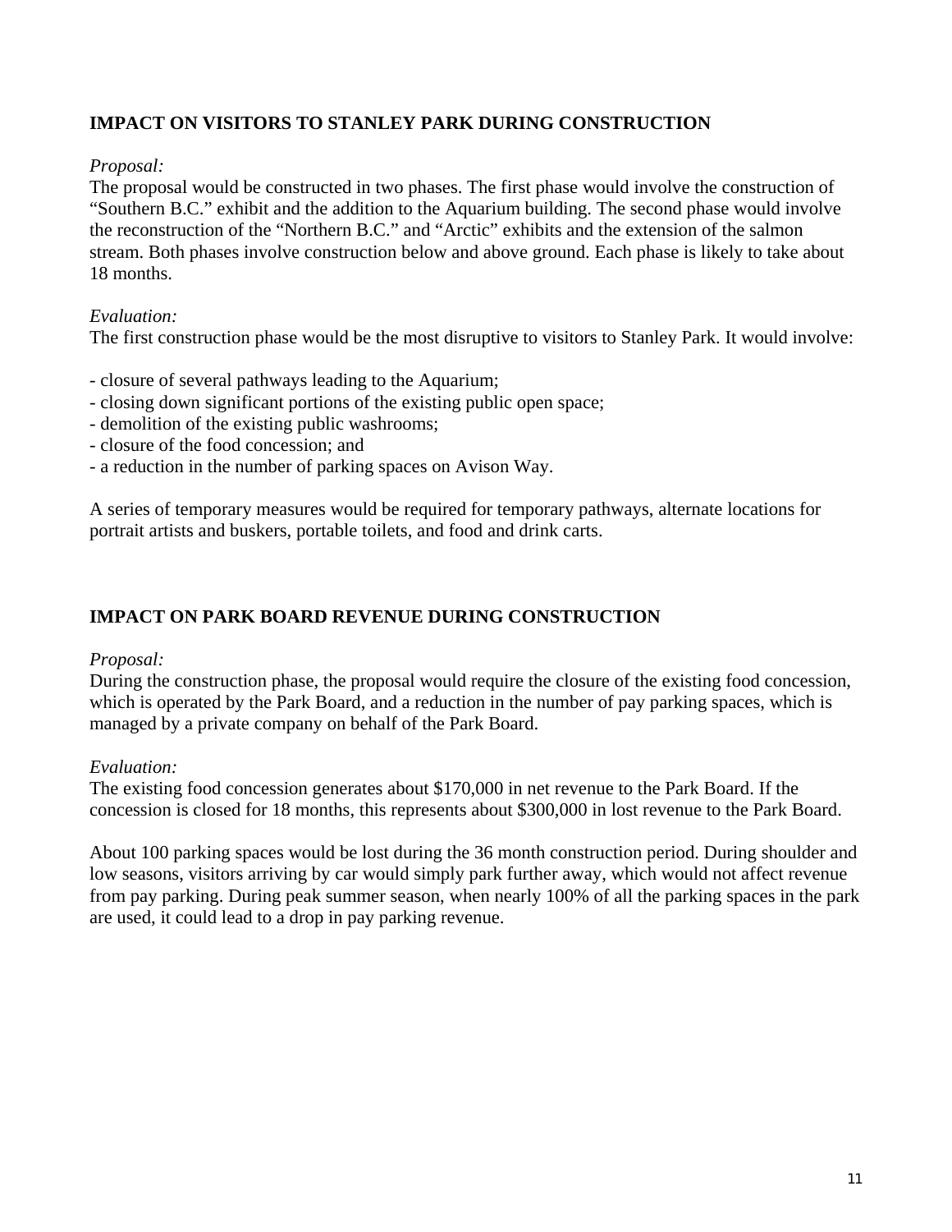## IMPACT ON VISITORS TO STANLEY PARK DURING CONSTRUCTION

*Proposal:*
The proposal would be constructed in two phases. The first phase would involve the construction of "Southern B.C." exhibit and the addition to the Aquarium building. The second phase would involve the reconstruction of the "Northern B.C." and "Arctic" exhibits and the extension of the salmon stream. Both phases involve construction below and above ground. Each phase is likely to take about 18 months.

*Evaluation:*
The first construction phase would be the most disruptive to visitors to Stanley Park. It would involve:

- closure of several pathways leading to the Aquarium;
- closing down significant portions of the existing public open space;
- demolition of the existing public washrooms;
- closure of the food concession; and
- a reduction in the number of parking spaces on Avison Way.

A series of temporary measures would be required for temporary pathways, alternate locations for portrait artists and buskers, portable toilets, and food and drink carts.

## IMPACT ON PARK BOARD REVENUE DURING CONSTRUCTION

*Proposal:*
During the construction phase, the proposal would require the closure of the existing food concession, which is operated by the Park Board, and a reduction in the number of pay parking spaces, which is managed by a private company on behalf of the Park Board.

*Evaluation:*
The existing food concession generates about $170,000 in net revenue to the Park Board. If the concession is closed for 18 months, this represents about $300,000 in lost revenue to the Park Board.

About 100 parking spaces would be lost during the 36 month construction period. During shoulder and low seasons, visitors arriving by car would simply park further away, which would not affect revenue from pay parking. During peak summer season, when nearly 100% of all the parking spaces in the park are used, it could lead to a drop in pay parking revenue.